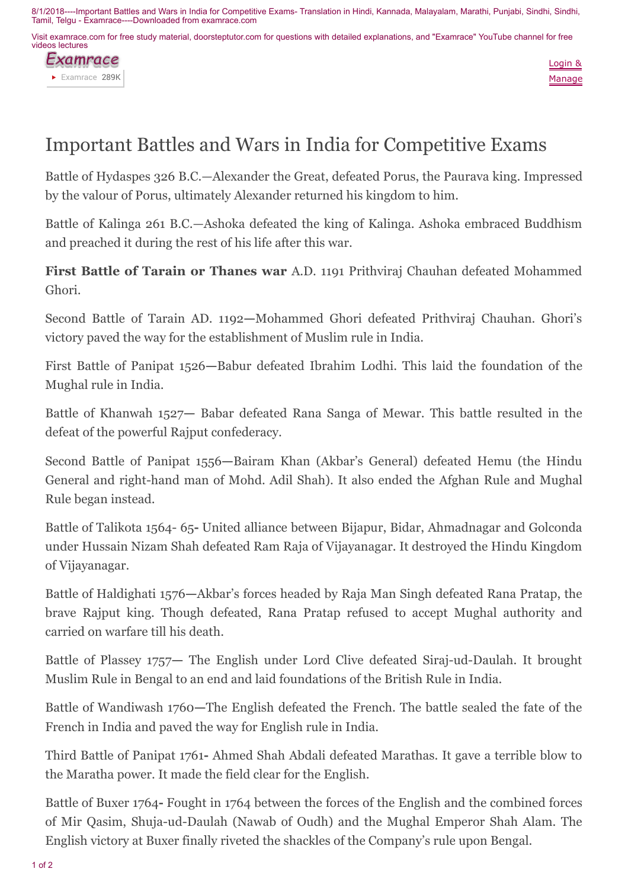# Important Battles and Wars in India for Competitive Exams

Battle of Hydaspes 326 B.C.—Alexander the Great, defeated Porus, the Paurava king. Impressed by the valour of Porus, ultimately Alexander returned his kingdom to him.

Battle of Kalinga 261 B.C.—Ashoka defeated the king of Kalinga. Ashoka embraced Buddhism and preached it during the rest of his life after this war.

**First Battle of Tarain or Thanes war** A.D. 1191 Prithviraj Chauhan defeated Mohammed Ghori.

Second Battle of Tarain AD. 1192—Mohammed Ghori defeated Prithviraj Chauhan. Ghori's victory paved the way for the establishment of Muslim rule in India.

First Battle of Panipat 1526—Babur defeated Ibrahim Lodhi. This laid the foundation of the Mughal rule in India.

Battle of Khanwah 1527— Babar defeated Rana Sanga of Mewar. This battle resulted in the defeat of the powerful Rajput confederacy.

Second Battle of Panipat 1556—Bairam Khan (Akbar's General) defeated Hemu (the Hindu General and right-hand man of Mohd. Adil Shah). It also ended the Afghan Rule and Mughal Rule began instead.

Battle of Talikota 1564- 65**-** United alliance between Bijapur, Bidar, Ahmadnagar and Golconda under Hussain Nizam Shah defeated Ram Raja of Vijayanagar. It destroyed the Hindu Kingdom of Vijayanagar.

Battle of Haldighati 1576—Akbar's forces headed by Raja Man Singh defeated Rana Pratap, the brave Rajput king. Though defeated, Rana Pratap refused to accept Mughal authority and carried on warfare till his death.

Battle of Plassey 1757— The English under Lord Clive defeated Siraj-ud-Daulah. It brought Muslim Rule in Bengal to an end and laid foundations of the British Rule in India.

Battle of Wandiwash 1760—The English defeated the French. The battle sealed the fate of the French in India and paved the way for English rule in India.

Third Battle of Panipat 1761**-** Ahmed Shah Abdali defeated Marathas. It gave a terrible blow to the Maratha power. It made the field clear for the English.

Battle of Buxer 1764**-** Fought in 1764 between the forces of the English and the combined forces of Mir Qasim, Shuja-ud-Daulah (Nawab of Oudh) and the Mughal Emperor Shah Alam. The English victory at Buxer finally riveted the shackles of the Company's rule upon Bengal.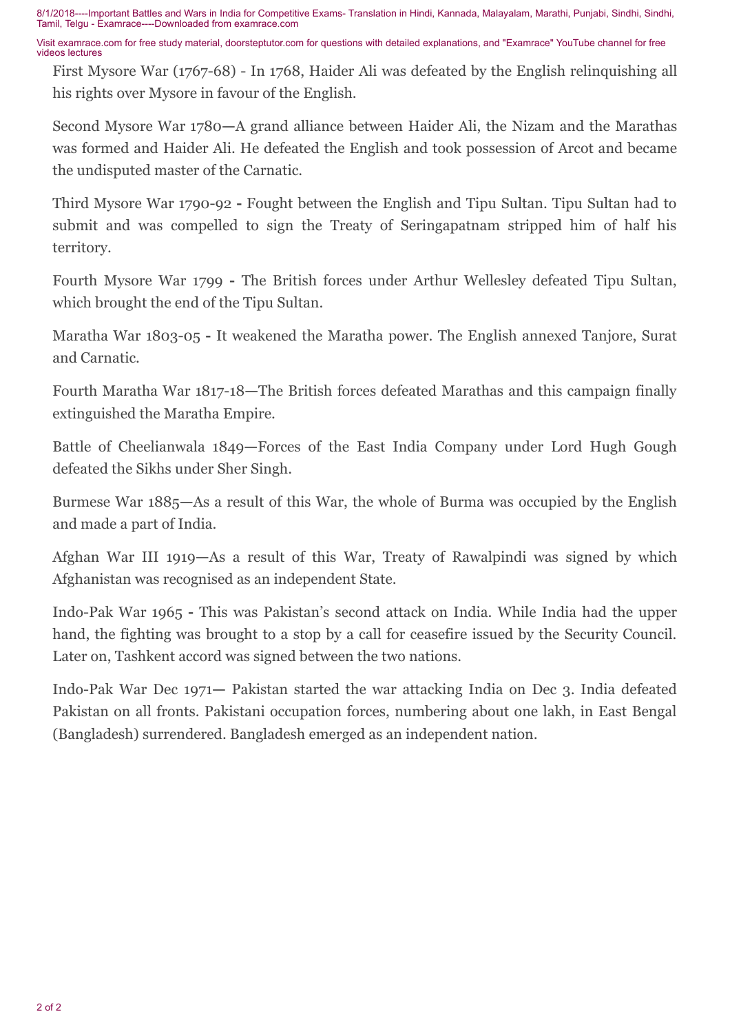First Mysore War (1767-68) - In 1768, Haider Ali was defeated by the English relinquishing all his rights over Mysore in favour of the English.

Second Mysore War 1780—A grand alliance between Haider Ali, the Nizam and the Marathas was formed and Haider Ali. He defeated the English and took possession of Arcot and became the undisputed master of the Carnatic.

Third Mysore War 1790-92 - Fought between the English and Tipu Sultan. Tipu Sultan had to submit and was compelled to sign the Treaty of Seringapatnam stripped him of half his territory.

Fourth Mysore War 1799 - The British forces under Arthur Wellesley defeated Tipu Sultan, which brought the end of the Tipu Sultan.

Maratha War 1803-05 - It weakened the Maratha power. The English annexed Tanjore, Surat and Carnatic.

Fourth Maratha War 1817-18—The British forces defeated Marathas and this campaign finally extinguished the Maratha Empire.

Battle of Cheelianwala 1849—Forces of the East India Company under Lord Hugh Gough defeated the Sikhs under Sher Singh.

Burmese War 1885—As a result of this War, the whole of Burma was occupied by the English and made a part of India.

Afghan War III 1919—As a result of this War, Treaty of Rawalpindi was signed by which Afghanistan was recognised as an independent State.

Indo-Pak War 1965 - This was Pakistan's second attack on India. While India had the upper hand, the fighting was brought to a stop by a call for ceasefire issued by the Security Council. Later on, Tashkent accord was signed between the two nations.

Indo-Pak War Dec 1971— Pakistan started the war attacking India on Dec 3. India defeated Pakistan on all fronts. Pakistani occupation forces, numbering about one lakh, in East Bengal (Bangladesh) surrendered. Bangladesh emerged as an independent nation.